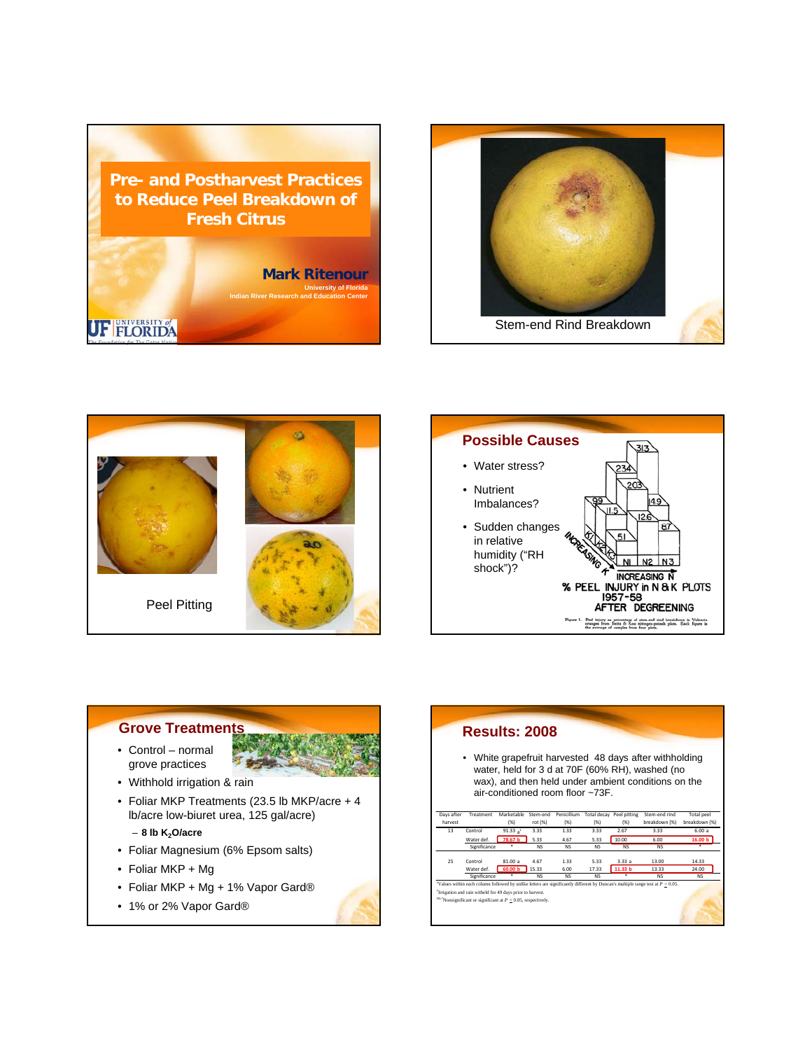# Pre- and Postharvest Practices to Reduce Peel Breakdown of Fresh Citrus

**Mark Ritenour**

University of Florida
Indian River Research and Education Center

---

Stem-end Rind Breakdown

---

Peel Pitting

---

## Possible Causes

- Water stress?
- Nutrient Imbalances?
- Sudden changes in relative humidity ("RH shock")?

% PEEL INJURY in N & K PLOTS 1957-58 AFTER DEGREENING

---

## Grove Treatments

- Control – normal grove practices
- Withhold irrigation & rain
- Foliar MKP Treatments (23.5 lb MKP/acre + 4 lb/acre low-biuret urea, 125 gal/acre)
  - **8 lb $K_2O$/acre**
- Foliar Magnesium (6% Epsom salts)
- Foliar MKP + Mg
- Foliar MKP + Mg + 1% Vapor Gard®
- 1% or 2% Vapor Gard®

---

## Results: 2008

- White grapefruit harvested 48 days after withholding water, held for 3 d at 70F (60% RH), washed (no wax), and then held under ambient conditions on the air-conditioned room floor ~73F.

| Days after harvest | Treatment | Marketable (%) | Stem-end rot (%) | Penicillium (%) | Total decay (%) | Peel pitting (%) | Stem-end rind breakdown (%) | Total peel breakdown (%) |
|---|---|---|---|---|---|---|---|---|
| 13 | Control | 91.33 a[z] | 3.33 | 1.33 | 3.33 | 2.67 | 3.33 | 6.00 a |
| | Water def. | 78.67 b | 5.33 | 4.67 | 5.33 | 10.00 | 6.00 | 16.00 b |
| | Significance | * | NS | NS | NS | NS | NS | * |
| 25 | Control | 81.00 a | 4.67 | 1.33 | 5.33 | 3.33 a | 13.00 | 14.33 |
| | Water def. | 60.00 b | 15.33 | 6.00 | 17.33 | 11.33 b | 13.33 | 24.00 |
| | Significance | * | NS | NS | NS | * | NS | NS |

[z]Values within each column followed by unlike letters are significantly different by Duncan's multiple range test at $P \leq 0.05$.
[y]Irrigation and rain withheld for 49 days prior to harvest.
[NS,*]Nonsignificant or significant at $P \leq 0.05$, respectively.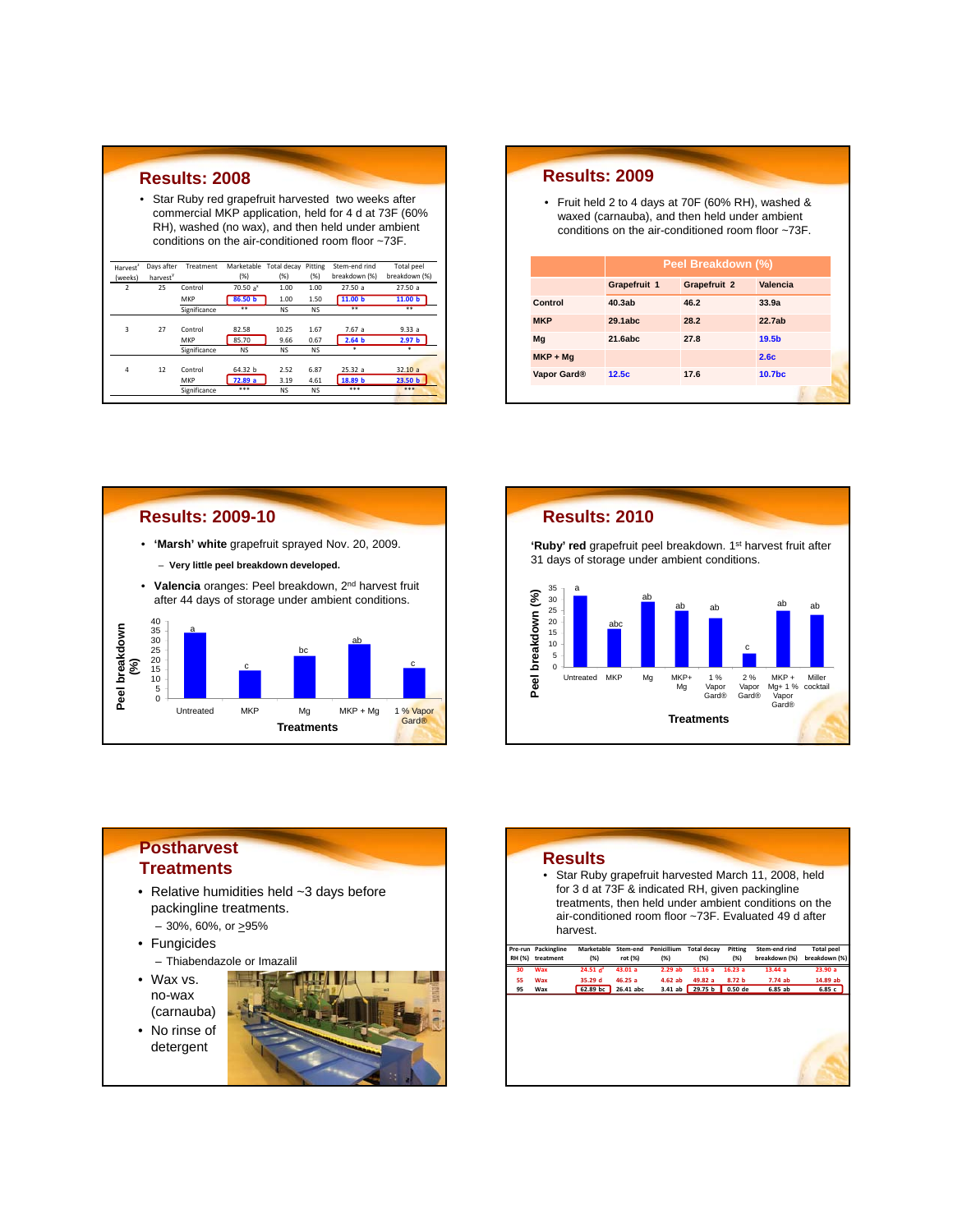## Results: 2008

- Star Ruby red grapefruit harvested two weeks after commercial MKP application, held for 4 d at 73F (60% RH), washed (no wax), and then held under ambient conditions on the air-conditioned room floor ~73F.

| Harvest[z] (weeks) | Days after harvest[y] | Treatment | Marketable (%) | Total decay (%) | Pitting (%) | Stem-end rind breakdown (%) | Total peel breakdown (%) |
|---|---|---|---|---|---|---|---|
| 2 | 25 | Control | 70.50 a[x] | 1.00 | 1.00 | 27.50 a | 27.50 a |
| | | MKP | 86.50 b | 1.00 | 1.50 | 11.00 b | 11.00 b |
| | | Significance | ** | NS | NS | ** | ** |
| 3 | 27 | Control | 82.58 | 10.25 | 1.67 | 7.67 a | 9.33 a |
| | | MKP | 85.70 | 9.66 | 0.67 | 2.64 b | 2.97 b |
| | | Significance | NS | NS | NS | * | * |
| 4 | 12 | Control | 64.32 b | 2.52 | 6.87 | 25.32 a | 32.10 a |
| | | MKP | 72.89 a | 3.19 | 4.61 | 18.89 b | 23.50 b |
| | | Significance | *** | NS | NS | *** | *** |

## Results: 2009

- Fruit held 2 to 4 days at 70F (60% RH), washed & waxed (carnauba), and then held under ambient conditions on the air-conditioned room floor ~73F.

| | Peel Breakdown (%) | | |
|---|---|---|---|
| | Grapefruit 1 | Grapefruit 2 | Valencia |
| Control | 40.3ab | 46.2 | 33.9a |
| MKP | 29.1abc | 28.2 | 22.7ab |
| Mg | 21.6abc | 27.8 | 19.5b |
| MKP + Mg | | | 2.6c |
| Vapor Gard® | 12.5c | 17.6 | 10.7bc |

## Results: 2009-10

- **'Marsh' white** grapefruit sprayed Nov. 20, 2009.
  - **Very little peel breakdown developed.**
- **Valencia** oranges: Peel breakdown, 2[nd] harvest fruit after 44 days of storage under ambient conditions.

| Treatments | Peel breakdown (%) |
|---|---|
| Untreated | a |
| MKP | c |
| Mg | bc |
| MKP + Mg | ab |
| 1 % Vapor Gard® | c |

## Results: 2010

**'Ruby' red** grapefruit peel breakdown. 1[st] harvest fruit after 31 days of storage under ambient conditions.

| Treatments | Peel breakdown (%) |
|---|---|
| Untreated | a |
| MKP | abc |
| Mg | ab |
| MKP+ Mg | ab |
| 1 % Vapor Gard® | ab |
| 2 % Vapor Gard® | c |
| MKP + Mg+ 1 % Vapor Gard® | ab |
| Miller cocktail | ab |

## Postharvest Treatments

- Relative humidities held ~3 days before packingline treatments.
  - 30%, 60%, or ≥95%
- Fungicides
  - Thiabendazole or Imazalil
- Wax vs. no-wax (carnauba)
- No rinse of detergent

## Results

- Star Ruby grapefruit harvested March 11, 2008, held for 3 d at 73F & indicated RH, given packingline treatments, then held under ambient conditions on the air-conditioned room floor ~73F. Evaluated 49 d after harvest.

| Pre-run RH (%) | Packingline treatment | Marketable (%) | Stem-end rot (%) | Penicillium (%) | Total decay (%) | Pitting (%) | Stem-end rind breakdown (%) | Total peel breakdown (%) |
|---|---|---|---|---|---|---|---|---|
| 30 | Wax | 24.51 d[z] | 43.01 a | 2.29 ab | 51.16 a | 16.23 a | 13.44 a | 23.90 a |
| 55 | Wax | 35.29 d | 46.25 a | 4.62 ab | 49.82 a | 8.72 b | 7.74 ab | 14.89 ab |
| 95 | Wax | 62.89 bc | 26.41 abc | 3.41 ab | 29.75 b | 0.50 de | 6.85 ab | 6.85 c |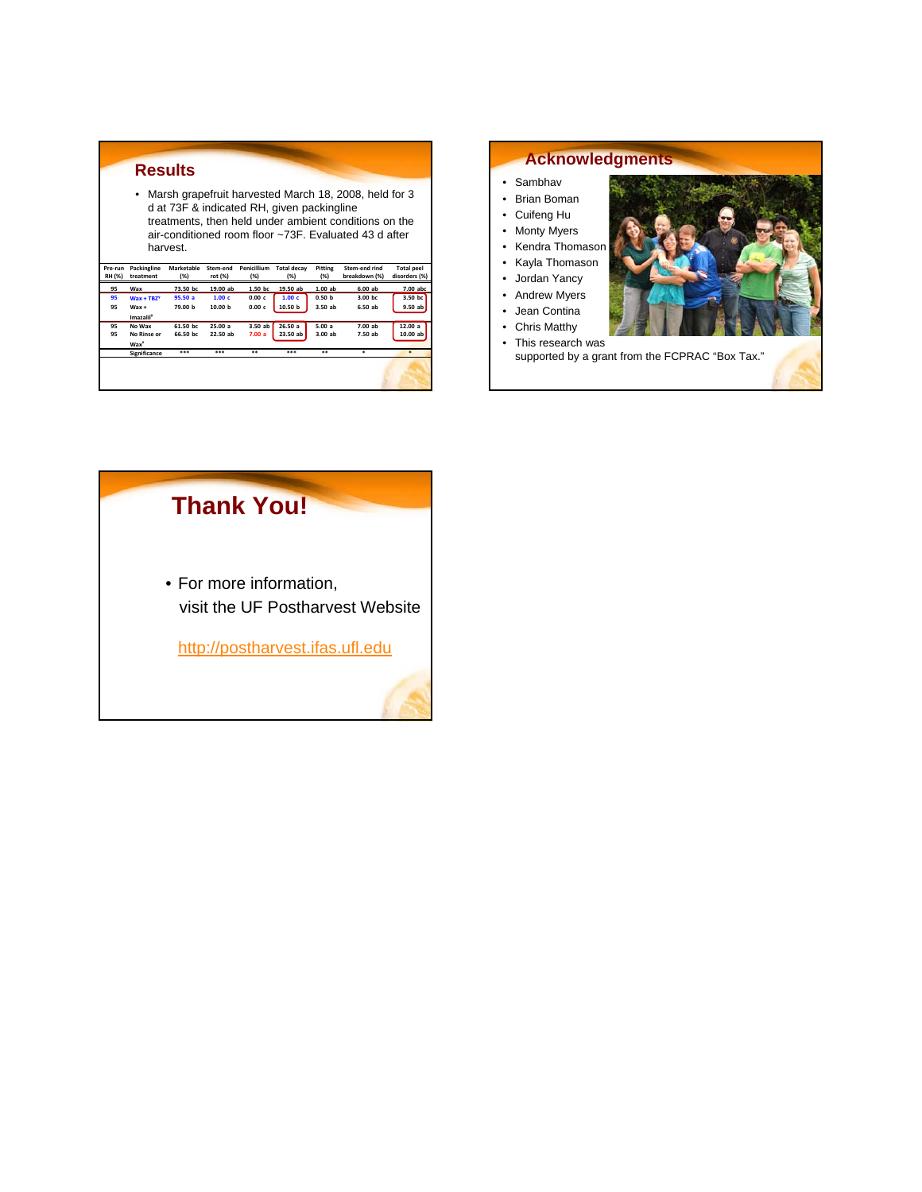## Results

- Marsh grapefruit harvested March 18, 2008, held for 3 d at 73F & indicated RH, given packingline treatments, then held under ambient conditions on the air-conditioned room floor ~73F. Evaluated 43 d after harvest.

| Pre-run RH (%) | Packingline treatment | Marketable (%) | Stem-end rot (%) | Penicillium (%) | Total decay (%) | Pitting (%) | Stem-end rind breakdown (%) | Total peel disorders (%) |
|---|---|---|---|---|---|---|---|---|
| 95 | Wax | 73.50 bc | 19.00 ab | 1.50 bc | 19.50 ab | 1.00 ab | 6.00 ab | 7.00 abc |
| 95 | Wax + TBZ[y] | 95.50 a | 1.00 c | 0.00 c | 1.00 c | 0.50 b | 3.00 bc | 3.50 bc |
| 95 | Wax + Imazalil[y] | 79.00 b | 10.00 b | 0.00 c | 10.50 b | 3.50 ab | 6.50 ab | 9.50 ab |
| 95 | No Wax | 61.50 bc | 25.00 a | 3.50 ab | 26.50 a | 5.00 a | 7.00 ab | 12.00 a |
| 95 | No Rinse or Wax[x] | 66.50 bc | 22.50 ab | 7.00 a | 23.50 ab | 3.00 ab | 7.50 ab | 10.00 ab |
| | Significance | *** | *** | ** | *** | ** | * | * |

## Acknowledgments

- Sambhav
- Brian Boman
- Cuifeng Hu
- Monty Myers
- Kendra Thomason
- Kayla Thomason
- Jordan Yancy
- Andrew Myers
- Jean Contina
- Chris Matthy
- This research was supported by a grant from the FCPRAC "Box Tax."

## Thank You!

- For more information, visit the UF Postharvest Website

http://postharvest.ifas.ufl.edu